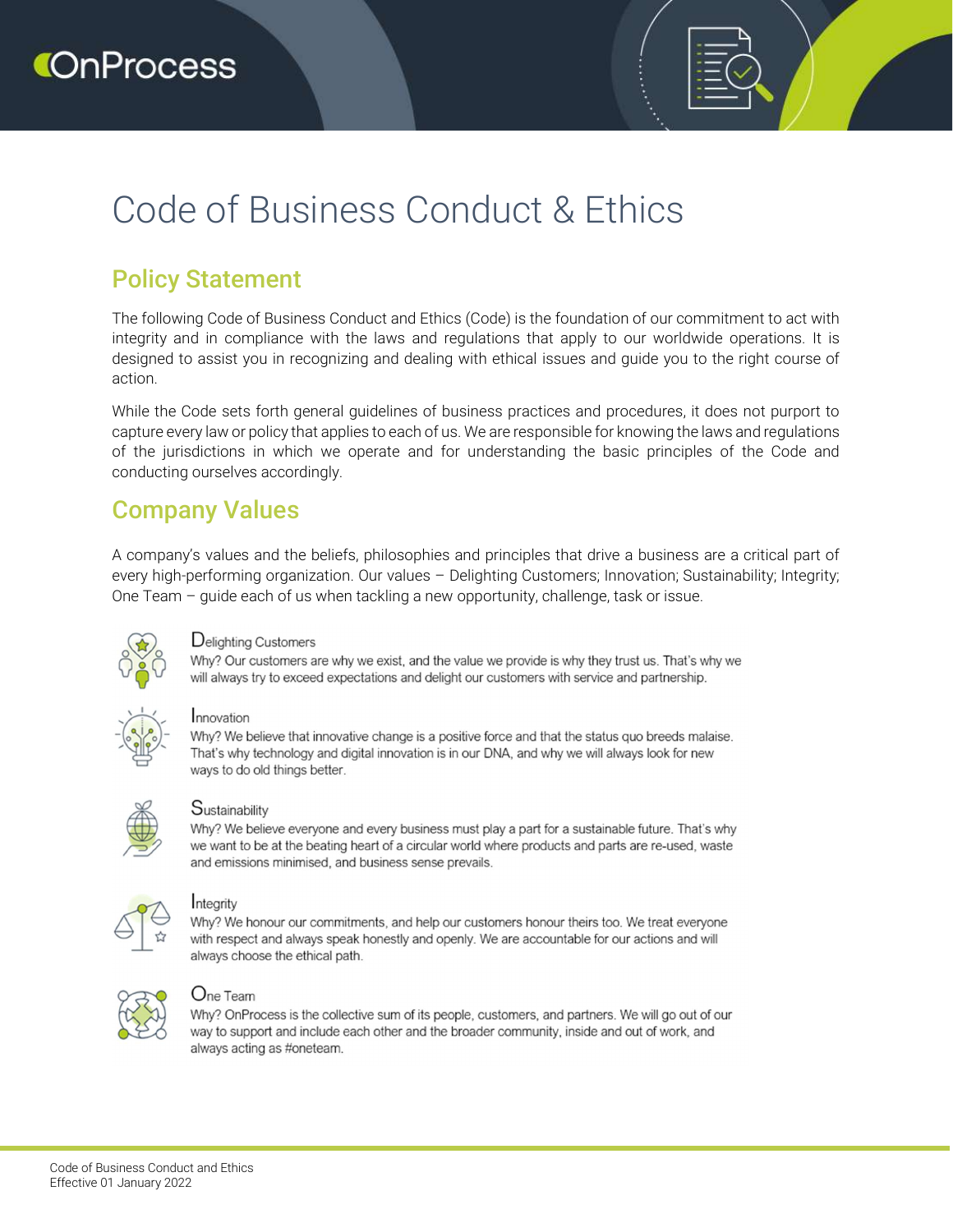# Code of Business Conduct & Ethics

## Policy Statement

The following Code of Business Conduct and Ethics (Code) is the foundation of our commitment to act with integrity and in compliance with the laws and regulations that apply to our worldwide operations. It is designed to assist you in recognizing and dealing with ethical issues and guide you to the right course of action.

While the Code sets forth general guidelines of business practices and procedures, it does not purport to capture every law or policy that applies to each of us. We are responsible for knowing the laws and regulations of the jurisdictions in which we operate and for understanding the basic principles of the Code and conducting ourselves accordingly.

## Company Values

A company's values and the beliefs, philosophies and principles that drive a business are a critical part of every high-performing organization. Our values – Delighting Customers; Innovation; Sustainability; Integrity; One Team – guide each of us when tackling a new opportunity, challenge, task or issue.

### Delighting Customers

Why? Our customers are why we exist, and the value we provide is why they trust us. That's why we will always try to exceed expectations and delight our customers with service and partnership.

### Innovation

Why? We believe that innovative change is a positive force and that the status quo breeds malaise. That's why technology and digital innovation is in our DNA, and why we will always look for new ways to do old things better.

### Sustainability

Why? We believe everyone and every business must play a part for a sustainable future. That's why we want to be at the beating heart of a circular world where products and parts are re-used, waste and emissions minimised, and business sense prevails.

### Integrity

Why? We honour our commitments, and help our customers honour theirs too. We treat everyone with respect and always speak honestly and openly. We are accountable for our actions and will always choose the ethical path.

### One Team

Why? OnProcess is the collective sum of its people, customers, and partners. We will go out of our way to support and include each other and the broader community, inside and out of work, and always acting as #oneteam.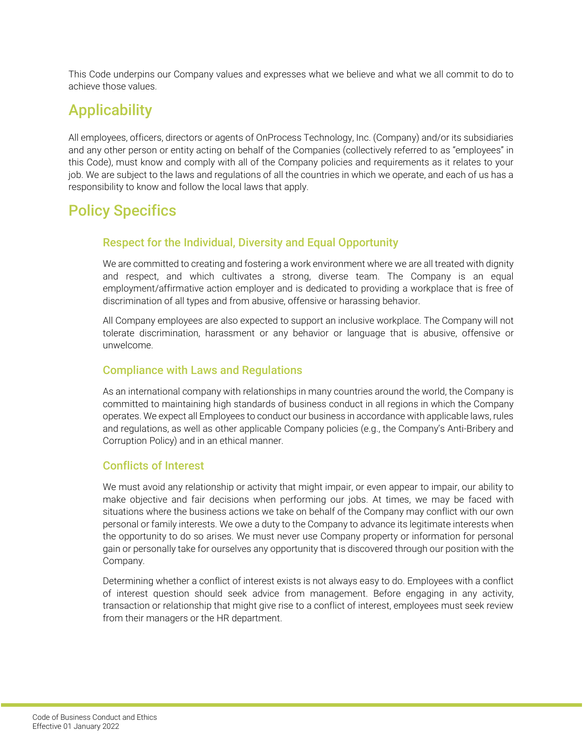This Code underpins our Company values and expresses what we believe and what we all commit to do to achieve those values.

## Applicability

All employees, officers, directors or agents of OnProcess Technology, Inc. (Company) and/or its subsidiaries and any other person or entity acting on behalf of the Companies (collectively referred to as "employees" in this Code), must know and comply with all of the Company policies and requirements as it relates to your job. We are subject to the laws and regulations of all the countries in which we operate, and each of us has a responsibility to know and follow the local laws that apply.

## Policy Specifics

### Respect for the Individual, Diversity and Equal Opportunity

We are committed to creating and fostering a work environment where we are all treated with dignity and respect, and which cultivates a strong, diverse team. The Company is an equal employment/affirmative action employer and is dedicated to providing a workplace that is free of discrimination of all types and from abusive, offensive or harassing behavior.

All Company employees are also expected to support an inclusive workplace. The Company will not tolerate discrimination, harassment or any behavior or language that is abusive, offensive or unwelcome.

### Compliance with Laws and Regulations

As an international company with relationships in many countries around the world, the Company is committed to maintaining high standards of business conduct in all regions in which the Company operates. We expect all Employees to conduct our business in accordance with applicable laws, rules and regulations, as well as other applicable Company policies (e.g., the Company's Anti-Bribery and Corruption Policy) and in an ethical manner.

### Conflicts of Interest

We must avoid any relationship or activity that might impair, or even appear to impair, our ability to make objective and fair decisions when performing our jobs. At times, we may be faced with situations where the business actions we take on behalf of the Company may conflict with our own personal or family interests. We owe a duty to the Company to advance its legitimate interests when the opportunity to do so arises. We must never use Company property or information for personal gain or personally take for ourselves any opportunity that is discovered through our position with the Company.

Determining whether a conflict of interest exists is not always easy to do. Employees with a conflict of interest question should seek advice from management. Before engaging in any activity, transaction or relationship that might give rise to a conflict of interest, employees must seek review from their managers or the HR department.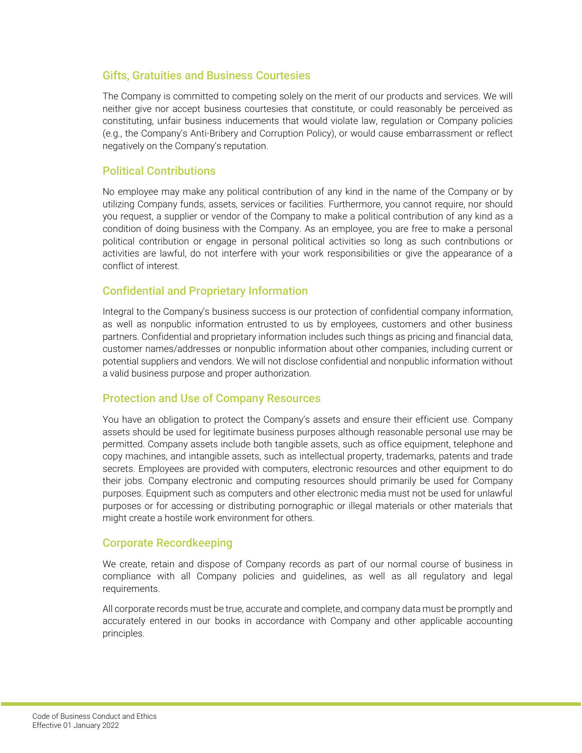## Gifts, Gratuities and Business Courtesies

The Company is committed to competing solely on the merit of our products and services. We will neither give nor accept business courtesies that constitute, or could reasonably be perceived as constituting, unfair business inducements that would violate law, regulation or Company policies (e.g., the Company's Anti-Bribery and Corruption Policy), or would cause embarrassment or reflect negatively on the Company's reputation.

## Political Contributions

No employee may make any political contribution of any kind in the name of the Company or by utilizing Company funds, assets, services or facilities. Furthermore, you cannot require, nor should you request, a supplier or vendor of the Company to make a political contribution of any kind as a condition of doing business with the Company. As an employee, you are free to make a personal political contribution or engage in personal political activities so long as such contributions or activities are lawful, do not interfere with your work responsibilities or give the appearance of a conflict of interest.

## Confidential and Proprietary Information

Integral to the Company's business success is our protection of confidential company information, as well as nonpublic information entrusted to us by employees, customers and other business partners. Confidential and proprietary information includes such things as pricing and financial data, customer names/addresses or nonpublic information about other companies, including current or potential suppliers and vendors. We will not disclose confidential and nonpublic information without a valid business purpose and proper authorization.

## Protection and Use of Company Resources

You have an obligation to protect the Company's assets and ensure their efficient use. Company assets should be used for legitimate business purposes although reasonable personal use may be permitted. Company assets include both tangible assets, such as office equipment, telephone and copy machines, and intangible assets, such as intellectual property, trademarks, patents and trade secrets. Employees are provided with computers, electronic resources and other equipment to do their jobs. Company electronic and computing resources should primarily be used for Company purposes. Equipment such as computers and other electronic media must not be used for unlawful purposes or for accessing or distributing pornographic or illegal materials or other materials that might create a hostile work environment for others.

## Corporate Recordkeeping

We create, retain and dispose of Company records as part of our normal course of business in compliance with all Company policies and guidelines, as well as all regulatory and legal requirements.

All corporate records must be true, accurate and complete, and company data must be promptly and accurately entered in our books in accordance with Company and other applicable accounting principles.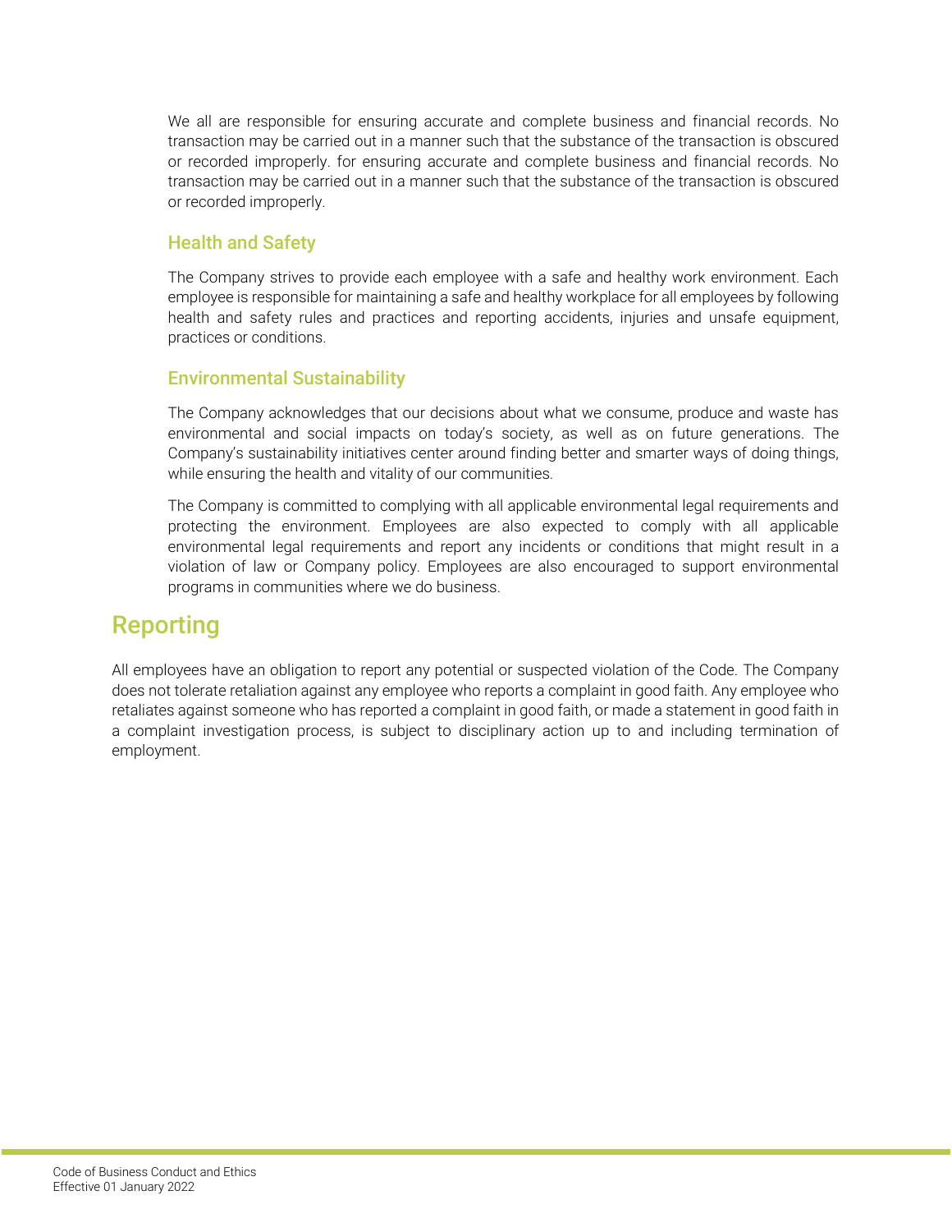We all are responsible for ensuring accurate and complete business and financial records. No transaction may be carried out in a manner such that the substance of the transaction is obscured or recorded improperly. for ensuring accurate and complete business and financial records. No transaction may be carried out in a manner such that the substance of the transaction is obscured or recorded improperly.

### Health and Safety

The Company strives to provide each employee with a safe and healthy work environment. Each employee is responsible for maintaining a safe and healthy workplace for all employees by following health and safety rules and practices and reporting accidents, injuries and unsafe equipment, practices or conditions.

### Environmental Sustainability

The Company acknowledges that our decisions about what we consume, produce and waste has environmental and social impacts on today's society, as well as on future generations. The Company's sustainability initiatives center around finding better and smarter ways of doing things, while ensuring the health and vitality of our communities.

The Company is committed to complying with all applicable environmental legal requirements and protecting the environment. Employees are also expected to comply with all applicable environmental legal requirements and report any incidents or conditions that might result in a violation of law or Company policy. Employees are also encouraged to support environmental programs in communities where we do business.

## Reporting

All employees have an obligation to report any potential or suspected violation of the Code. The Company does not tolerate retaliation against any employee who reports a complaint in good faith. Any employee who retaliates against someone who has reported a complaint in good faith, or made a statement in good faith in a complaint investigation process, is subject to disciplinary action up to and including termination of employment.